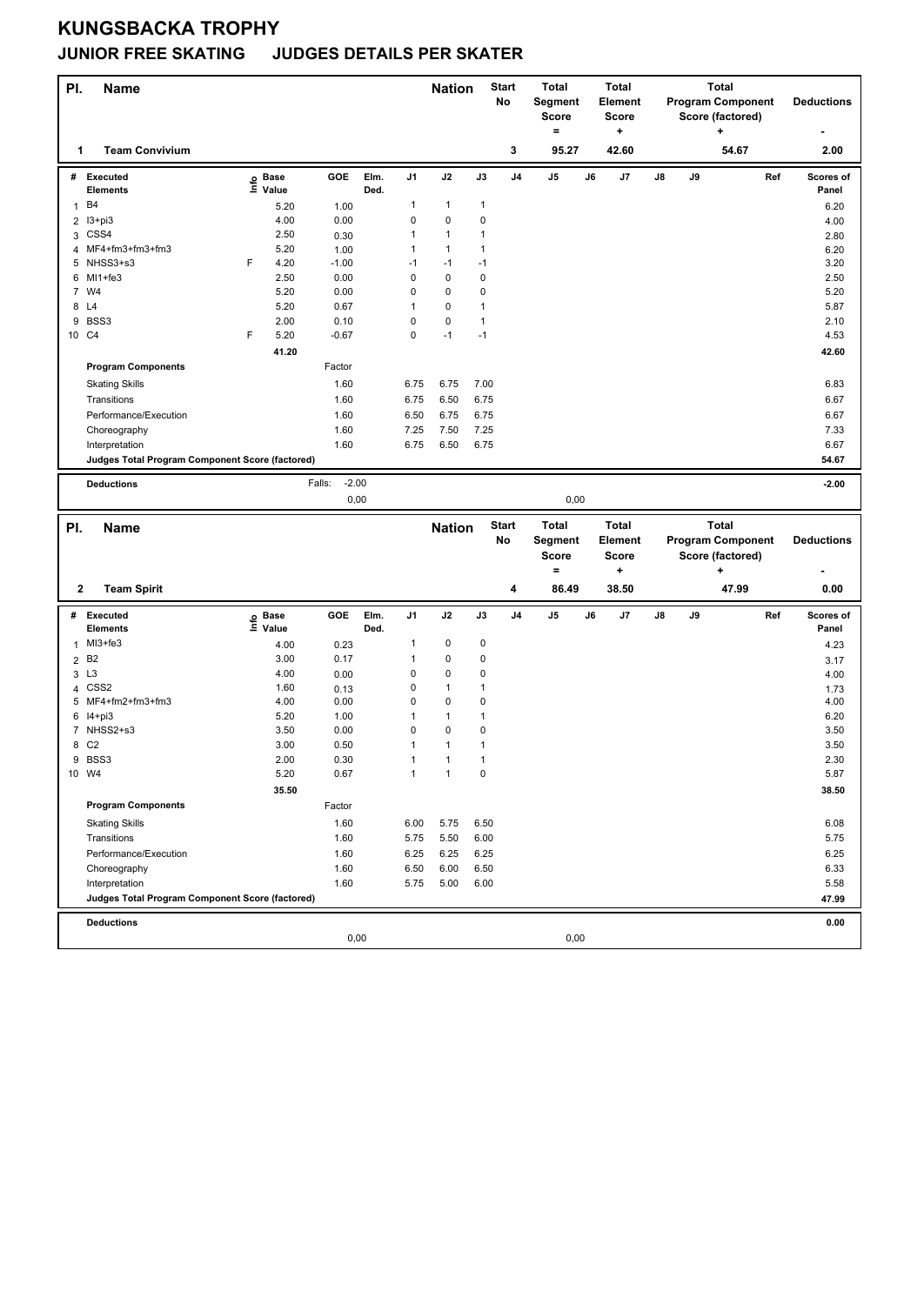# KUNGSBACKA TROPHY

## JUNIOR FREE SKATING JUDGES DETAILS PER SKATER

| Pl. | Name | Nation | Start No | Total Segment Score = | Total Element Score + | Total Program Component Score (factored) + | Deductions - |
|---|---|---|---|---|---|---|---|
| 1 | Team Convivium | | 3 | 95.27 | 42.60 | 54.67 | 2.00 |

| # | Executed Elements | Info | Base Value | GOE | Elm. Ded. | J1 | J2 | J3 | J4 | J5 | J6 | J7 | J8 | J9 | Ref | Scores of Panel |
|---|---|---|---|---|---|---|---|---|---|---|---|---|---|---|---|---|
| 1 | B4 | | 5.20 | 1.00 | | 1 | 1 | 1 | | | | | | | | 6.20 |
| 2 | I3+pi3 | | 4.00 | 0.00 | | 0 | 0 | 0 | | | | | | | | 4.00 |
| 3 | CSS4 | | 2.50 | 0.30 | | 1 | 1 | 1 | | | | | | | | 2.80 |
| 4 | MF4+fm3+fm3+fm3 | | 5.20 | 1.00 | | 1 | 1 | 1 | | | | | | | | 6.20 |
| 5 | NHSS3+s3 | F | 4.20 | -1.00 | | -1 | -1 | -1 | | | | | | | | 3.20 |
| 6 | MI1+fe3 | | 2.50 | 0.00 | | 0 | 0 | 0 | | | | | | | | 2.50 |
| 7 | W4 | | 5.20 | 0.00 | | 0 | 0 | 0 | | | | | | | | 5.20 |
| 8 | L4 | | 5.20 | 0.67 | | 1 | 0 | 1 | | | | | | | | 5.87 |
| 9 | BSS3 | | 2.00 | 0.10 | | 0 | 0 | 1 | | | | | | | | 2.10 |
| 10 | C4 | F | 5.20 | -0.67 | | 0 | -1 | -1 | | | | | | | | 4.53 |
| | | | 41.20 | | | | | | | | | | | | | 42.60 |

| Program Components | Factor | J1 | J2 | J3 | J4 | J5 | J6 | J7 | J8 | J9 | Ref | Scores of Panel |
|---|---|---|---|---|---|---|---|---|---|---|---|---|
| Skating Skills | 1.60 | 6.75 | 6.75 | 7.00 | | | | | | | | 6.83 |
| Transitions | 1.60 | 6.75 | 6.50 | 6.75 | | | | | | | | 6.67 |
| Performance/Execution | 1.60 | 6.50 | 6.75 | 6.75 | | | | | | | | 6.67 |
| Choreography | 1.60 | 7.25 | 7.50 | 7.25 | | | | | | | | 7.33 |
| Interpretation | 1.60 | 6.75 | 6.50 | 6.75 | | | | | | | | 6.67 |
| Judges Total Program Component Score (factored) | | | | | | | | | | | | 54.67 |

| Deductions | Falls: -2.00 | | -2.00 |
|---|---|---|---|
| | 0,00 | 0,00 | |

| Pl. | Name | Nation | Start No | Total Segment Score = | Total Element Score + | Total Program Component Score (factored) + | Deductions - |
|---|---|---|---|---|---|---|---|
| 2 | Team Spirit | | 4 | 86.49 | 38.50 | 47.99 | 0.00 |

| # | Executed Elements | Info | Base Value | GOE | Elm. Ded. | J1 | J2 | J3 | J4 | J5 | J6 | J7 | J8 | J9 | Ref | Scores of Panel |
|---|---|---|---|---|---|---|---|---|---|---|---|---|---|---|---|---|
| 1 | MI3+fe3 | | 4.00 | 0.23 | | 1 | 0 | 0 | | | | | | | | 4.23 |
| 2 | B2 | | 3.00 | 0.17 | | 1 | 0 | 0 | | | | | | | | 3.17 |
| 3 | L3 | | 4.00 | 0.00 | | 0 | 0 | 0 | | | | | | | | 4.00 |
| 4 | CSS2 | | 1.60 | 0.13 | | 0 | 1 | 1 | | | | | | | | 1.73 |
| 5 | MF4+fm2+fm3+fm3 | | 4.00 | 0.00 | | 0 | 0 | 0 | | | | | | | | 4.00 |
| 6 | I4+pi3 | | 5.20 | 1.00 | | 1 | 1 | 1 | | | | | | | | 6.20 |
| 7 | NHSS2+s3 | | 3.50 | 0.00 | | 0 | 0 | 0 | | | | | | | | 3.50 |
| 8 | C2 | | 3.00 | 0.50 | | 1 | 1 | 1 | | | | | | | | 3.50 |
| 9 | BSS3 | | 2.00 | 0.30 | | 1 | 1 | 1 | | | | | | | | 2.30 |
| 10 | W4 | | 5.20 | 0.67 | | 1 | 1 | 0 | | | | | | | | 5.87 |
| | | | 35.50 | | | | | | | | | | | | | 38.50 |

| Program Components | Factor | J1 | J2 | J3 | J4 | J5 | J6 | J7 | J8 | J9 | Ref | Scores of Panel |
|---|---|---|---|---|---|---|---|---|---|---|---|---|
| Skating Skills | 1.60 | 6.00 | 5.75 | 6.50 | | | | | | | | 6.08 |
| Transitions | 1.60 | 5.75 | 5.50 | 6.00 | | | | | | | | 5.75 |
| Performance/Execution | 1.60 | 6.25 | 6.25 | 6.25 | | | | | | | | 6.25 |
| Choreography | 1.60 | 6.50 | 6.00 | 6.50 | | | | | | | | 6.33 |
| Interpretation | 1.60 | 5.75 | 5.00 | 6.00 | | | | | | | | 5.58 |
| Judges Total Program Component Score (factored) | | | | | | | | | | | | 47.99 |

| Deductions | | | 0.00 |
|---|---|---|---|
| | 0,00 | 0,00 | |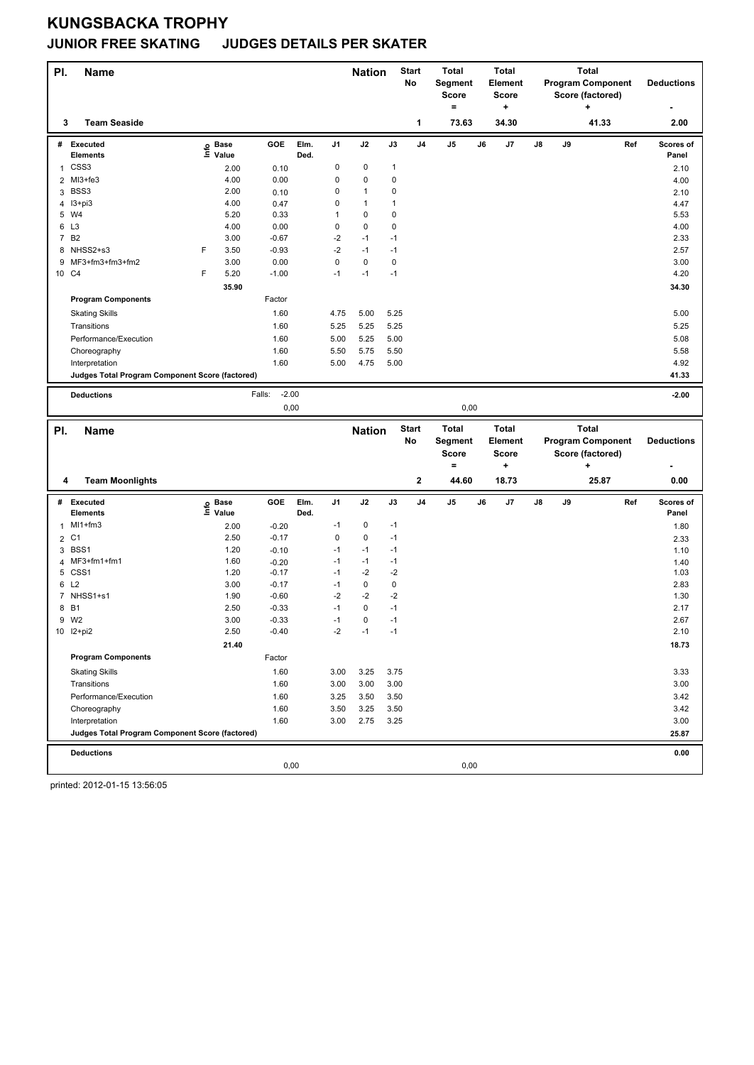# KUNGSBACKA TROPHY

## JUNIOR FREE SKATING JUDGES DETAILS PER SKATER

| Pl. | Name | Nation | Start No | Total Segment Score = | Total Element Score + | Total Program Component Score (factored) + | Deductions - |
|---|---|---|---|---|---|---|---|
| 3 | Team Seaside | | 1 | 73.63 | 34.30 | 41.33 | 2.00 |

| # | Executed Elements | Info | Base Value | GOE | Elm. Ded. | J1 | J2 | J3 | J4 | J5 | J6 | J7 | J8 | J9 | Ref | Scores of Panel |
|---|---|---|---|---|---|---|---|---|---|---|---|---|---|---|---|---|
| 1 | CSS3 | | 2.00 | 0.10 | | 0 | 0 | 1 | | | | | | | | 2.10 |
| 2 | MI3+fe3 | | 4.00 | 0.00 | | 0 | 0 | 0 | | | | | | | | 4.00 |
| 3 | BSS3 | | 2.00 | 0.10 | | 0 | 1 | 0 | | | | | | | | 2.10 |
| 4 | I3+pi3 | | 4.00 | 0.47 | | 0 | 1 | 1 | | | | | | | | 4.47 |
| 5 | W4 | | 5.20 | 0.33 | | 1 | 0 | 0 | | | | | | | | 5.53 |
| 6 | L3 | | 4.00 | 0.00 | | 0 | 0 | 0 | | | | | | | | 4.00 |
| 7 | B2 | | 3.00 | -0.67 | | -2 | -1 | -1 | | | | | | | | 2.33 |
| 8 | NHSS2+s3 | F | 3.50 | -0.93 | | -2 | -1 | -1 | | | | | | | | 2.57 |
| 9 | MF3+fm3+fm3+fm2 | | 3.00 | 0.00 | | 0 | 0 | 0 | | | | | | | | 3.00 |
| 10 | C4 | F | 5.20 | -1.00 | | -1 | -1 | -1 | | | | | | | | 4.20 |
| | | | 35.90 | | | | | | | | | | | | | 34.30 |
| | **Program Components** | | | Factor | | | | | | | | | | | | |
| | Skating Skills | | | 1.60 | | 4.75 | 5.00 | 5.25 | | | | | | | | 5.00 |
| | Transitions | | | 1.60 | | 5.25 | 5.25 | 5.25 | | | | | | | | 5.25 |
| | Performance/Execution | | | 1.60 | | 5.00 | 5.25 | 5.00 | | | | | | | | 5.08 |
| | Choreography | | | 1.60 | | 5.50 | 5.75 | 5.50 | | | | | | | | 5.58 |
| | Interpretation | | | 1.60 | | 5.00 | 4.75 | 5.00 | | | | | | | | 4.92 |
| | **Judges Total Program Component Score (factored)** | | | | | | | | | | | | | | | 41.33 |
| | **Deductions** | | | Falls: -2.00 | | | | | | | | | | | | -2.00 |
| | | | | 0,00 | | | | | | 0,00 | | | | | | |

| Pl. | Name | Nation | Start No | Total Segment Score = | Total Element Score + | Total Program Component Score (factored) + | Deductions - |
|---|---|---|---|---|---|---|---|
| 4 | Team Moonlights | | 2 | 44.60 | 18.73 | 25.87 | 0.00 |

| # | Executed Elements | Info | Base Value | GOE | Elm. Ded. | J1 | J2 | J3 | J4 | J5 | J6 | J7 | J8 | J9 | Ref | Scores of Panel |
|---|---|---|---|---|---|---|---|---|---|---|---|---|---|---|---|---|
| 1 | MI1+fm3 | | 2.00 | -0.20 | | -1 | 0 | -1 | | | | | | | | 1.80 |
| 2 | C1 | | 2.50 | -0.17 | | 0 | 0 | -1 | | | | | | | | 2.33 |
| 3 | BSS1 | | 1.20 | -0.10 | | -1 | -1 | -1 | | | | | | | | 1.10 |
| 4 | MF3+fm1+fm1 | | 1.60 | -0.20 | | -1 | -1 | -1 | | | | | | | | 1.40 |
| 5 | CSS1 | | 1.20 | -0.17 | | -1 | -2 | -2 | | | | | | | | 1.03 |
| 6 | L2 | | 3.00 | -0.17 | | -1 | 0 | 0 | | | | | | | | 2.83 |
| 7 | NHSS1+s1 | | 1.90 | -0.60 | | -2 | -2 | -2 | | | | | | | | 1.30 |
| 8 | B1 | | 2.50 | -0.33 | | -1 | 0 | -1 | | | | | | | | 2.17 |
| 9 | W2 | | 3.00 | -0.33 | | -1 | 0 | -1 | | | | | | | | 2.67 |
| 10 | I2+pi2 | | 2.50 | -0.40 | | -2 | -1 | -1 | | | | | | | | 2.10 |
| | | | 21.40 | | | | | | | | | | | | | 18.73 |
| | **Program Components** | | | Factor | | | | | | | | | | | | |
| | Skating Skills | | | 1.60 | | 3.00 | 3.25 | 3.75 | | | | | | | | 3.33 |
| | Transitions | | | 1.60 | | 3.00 | 3.00 | 3.00 | | | | | | | | 3.00 |
| | Performance/Execution | | | 1.60 | | 3.25 | 3.50 | 3.50 | | | | | | | | 3.42 |
| | Choreography | | | 1.60 | | 3.50 | 3.25 | 3.50 | | | | | | | | 3.42 |
| | Interpretation | | | 1.60 | | 3.00 | 2.75 | 3.25 | | | | | | | | 3.00 |
| | **Judges Total Program Component Score (factored)** | | | | | | | | | | | | | | | 25.87 |
| | **Deductions** | | | | | | | | | | | | | | | 0.00 |
| | | | | 0,00 | | | | | | 0,00 | | | | | | |

printed: 2012-01-15 13:56:05